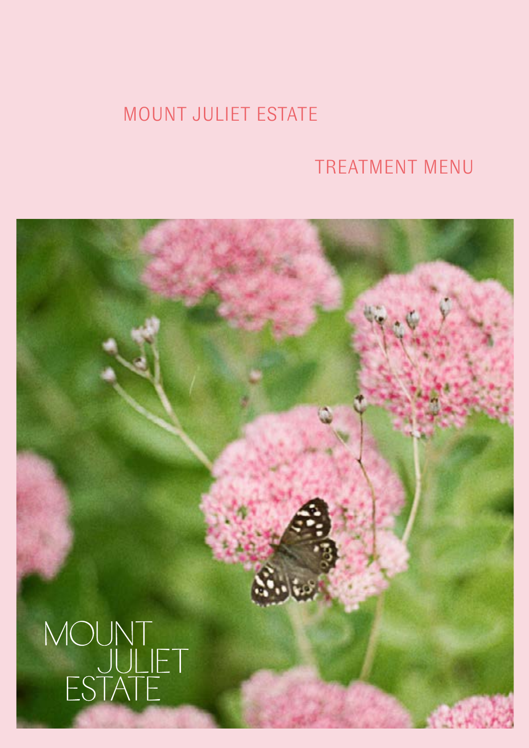# MOUNT JULIET ESTATE

## TREATMENT MENU

MOUNT JULIET ESTATE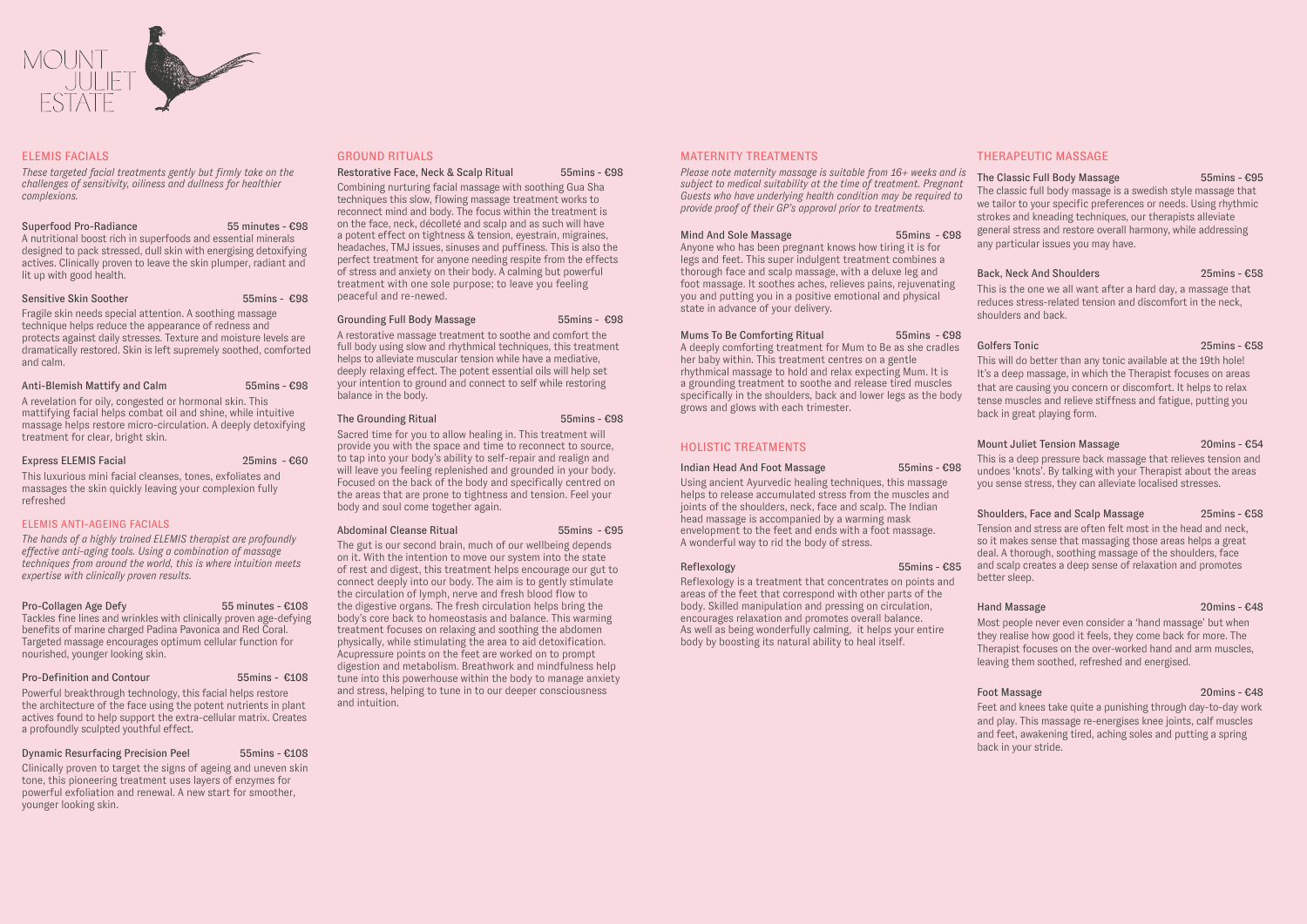MOUNT JULIET ESTATE

## ELEMIS FACIALS

*These targeted facial treatments gently but firmly take on the challenges of sensitivity, oiliness and dullness for healthier complexions.*

### Superfood Pro-Radiance — 55 minutes - €98

A nutritional boost rich in superfoods and essential minerals designed to pack stressed, dull skin with energising detoxifying actives. Clinically proven to leave the skin plumper, radiant and lit up with good health.

### Sensitive Skin Soother — 55mins - €98

Fragile skin needs special attention. A soothing massage technique helps reduce the appearance of redness and protects against daily stresses. Texture and moisture levels are dramatically restored. Skin is left supremely soothed, comforted and calm.

### Anti-Blemish Mattify and Calm — 55mins - €98

A revelation for oily, congested or hormonal skin. This mattifying facial helps combat oil and shine, while intuitive massage helps restore micro-circulation. A deeply detoxifying treatment for clear, bright skin.

### Express ELEMIS Facial — 25mins - €60

This luxurious mini facial cleanses, tones, exfoliates and massages the skin quickly leaving your complexion fully refreshed

## ELEMIS ANTI-AGEING FACIALS

*The hands of a highly trained ELEMIS therapist are profoundly effective anti-ageing tools. Using a combination of massage techniques from around the world, this is where intuition meets expertise with clinically proven results.*

### Pro-Collagen Age Defy — 55 minutes - €108

Tackles fine lines and wrinkles with clinically proven age-defying benefits of marine charged Padina Pavonica and Red Coral. Targeted massage encourages optimum cellular function for nourished, younger looking skin.

### Pro-Definition and Contour — 55mins - €108

Powerful breakthrough technology, this facial helps restore the architecture of the face using the potent nutrients in plant actives found to help support the extra-cellular matrix. Creates a profoundly sculpted youthful effect.

### Dynamic Resurfacing Precision Peel — 55mins - €108

Clinically proven to target the signs of ageing and uneven skin tone, this pioneering treatment uses layers of enzymes for powerful exfoliation and renewal. A new start for smoother, younger looking skin.

## GROUND RITUALS

### Restorative Face, Neck & Scalp Ritual — 55mins - €98

Combining nurturing facial massage with soothing Gua Sha techniques this slow, flowing massage treatment works to reconnect mind and body. The focus within the treatment is on the face, neck, décolleté and scalp and as such will have a potent effect on tightness & tension, eyestrain, migraines, headaches, TMJ issues, sinuses and puffiness. This is also the perfect treatment for anyone needing respite from the effects of stress and anxiety on their body. A calming but powerful treatment with one sole purpose; to leave you feeling peaceful and re-newed.

### Grounding Full Body Massage — 55mins - €98

A restorative massage treatment to soothe and comfort the full body using slow and rhythmical techniques, this treatment helps to alleviate muscular tension while have a mediative, deeply relaxing effect. The potent essential oils will help set your intention to ground and connect to self while restoring balance in the body.

### The Grounding Ritual — 55mins - €98

Sacred time for you to allow healing in. This treatment will provide you with the space and time to reconnect to source, to tap into your body's ability to self-repair and realign and will leave you feeling replenished and grounded in your body. Focused on the back of the body and specifically centred on the areas that are prone to tightness and tension. Feel your body and soul come together again.

### Abdominal Cleanse Ritual — 55mins - €95

The gut is our second brain, much of our wellbeing depends on it. With the intention to move our system into the state of rest and digest, this treatment helps encourage our gut to connect deeply into our body. The aim is to gently stimulate the circulation of lymph, nerve and fresh blood flow to the digestive organs. The fresh circulation helps bring the body's core back to homeostasis and balance. This warming treatment focuses on relaxing and soothing the abdomen physically, while stimulating the area to aid detoxification. Acupressure points on the feet are worked on to prompt digestion and metabolism. Breathwork and mindfulness help tune into this powerhouse within the body to manage anxiety and stress, helping to tune in to our deeper consciousness and intuition.

## MATERNITY TREATMENTS

*Please note maternity massage is suitable from 16+ weeks and is subject to medical suitability at the time of treatment. Pregnant Guests who have underlying health condition may be required to provide proof of their GP's approval prior to treatments.*

### Mind And Sole Massage — 55mins - €98

Anyone who has been pregnant knows how tiring it is for legs and feet. This super indulgent treatment combines a thorough face and scalp massage, with a deluxe leg and foot massage. It soothes aches, relieves pains, rejuvenating you and putting you in a positive emotional and physical state in advance of your delivery.

### Mums To Be Comforting Ritual — 55mins - €98

A deeply comforting treatment for Mum to Be as she cradles her baby within. This treatment centres on a gentle rhythmical massage to hold and relax expecting Mum. It is a grounding treatment to soothe and release tired muscles specifically in the shoulders, back and lower legs as the body grows and glows with each trimester.

## HOLISTIC TREATMENTS

### Indian Head And Foot Massage — 55mins - €98

Using ancient Ayurvedic healing techniques, this massage helps to release accumulated stress from the muscles and joints of the shoulders, neck, face and scalp. The Indian head massage is accompanied by a warming mask envelopment to the feet and ends with a foot massage. A wonderful way to rid the body of stress.

### Reflexology — 55mins - €85

Reflexology is a treatment that concentrates on points and areas of the feet that correspond with other parts of the body. Skilled manipulation and pressing on circulation, encourages relaxation and promotes overall balance. As well as being wonderfully calming, it helps your entire body by boosting its natural ability to heal itself.

## THERAPEUTIC MASSAGE

### The Classic Full Body Massage — 55mins - €95

The classic full body massage is a swedish style massage that we tailor to your specific preferences or needs. Using rhythmic strokes and kneading techniques, our therapists alleviate general stress and restore overall harmony, while addressing any particular issues you may have.

### Back, Neck And Shoulders — 25mins - €58

This is the one we all want after a hard day, a massage that reduces stress-related tension and discomfort in the neck, shoulders and back.

### Golfers Tonic — 25mins - €58

This will do better than any tonic available at the 19th hole! It's a deep massage, in which the Therapist focuses on areas that are causing you concern or discomfort. It helps to relax tense muscles and relieve stiffness and fatigue, putting you back in great playing form.

### Mount Juliet Tension Massage — 20mins - €54

This is a deep pressure back massage that relieves tension and undoes 'knots'. By talking with your Therapist about the areas you sense stress, they can alleviate localised stresses.

### Shoulders, Face and Scalp Massage — 25mins - €58

Tension and stress are often felt most in the head and neck, so it makes sense that massaging those areas helps a great deal. A thorough, soothing massage of the shoulders, face and scalp creates a deep sense of relaxation and promotes better sleep.

### Hand Massage — 20mins - €48

Most people never even consider a 'hand massage' but when they realise how good it feels, they come back for more. The Therapist focuses on the over-worked hand and arm muscles, leaving them soothed, refreshed and energised.

### Foot Massage — 20mins - €48

Feet and knees take quite a punishing through day-to-day work and play. This massage re-energises knee joints, calf muscles and feet, awakening tired, aching soles and putting a spring back in your stride.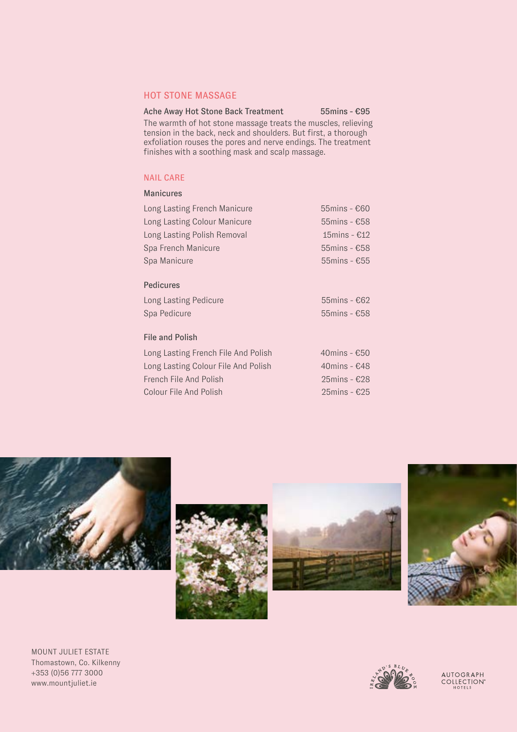## HOT STONE MASSAGE

| | |
|---|---|
| **Ache Away Hot Stone Back Treatment** | **55mins - €95** |

The warmth of hot stone massage treats the muscles, relieving tension in the back, neck and shoulders. But first, a thorough exfoliation rouses the pores and nerve endings. The treatment finishes with a soothing mask and scalp massage.

## NAIL CARE

### Manicures

| | |
|---|---|
| Long Lasting French Manicure | 55mins - €60 |
| Long Lasting Colour Manicure | 55mins - €58 |
| Long Lasting Polish Removal | 15mins - €12 |
| Spa French Manicure | 55mins - €58 |
| Spa Manicure | 55mins - €55 |

### Pedicures

| | |
|---|---|
| Long Lasting Pedicure | 55mins - €62 |
| Spa Pedicure | 55mins - €58 |

### File and Polish

| | |
|---|---|
| Long Lasting French File And Polish | 40mins - €50 |
| Long Lasting Colour File And Polish | 40mins - €48 |
| French File And Polish | 25mins - €28 |
| Colour File And Polish | 25mins - €25 |

MOUNT JULIET ESTATE
Thomastown, Co. Kilkenny
+353 (0)56 777 3000
www.mountjuliet.ie

IRELAND'S BLUE BOOK

AUTOGRAPH COLLECTION HOTELS